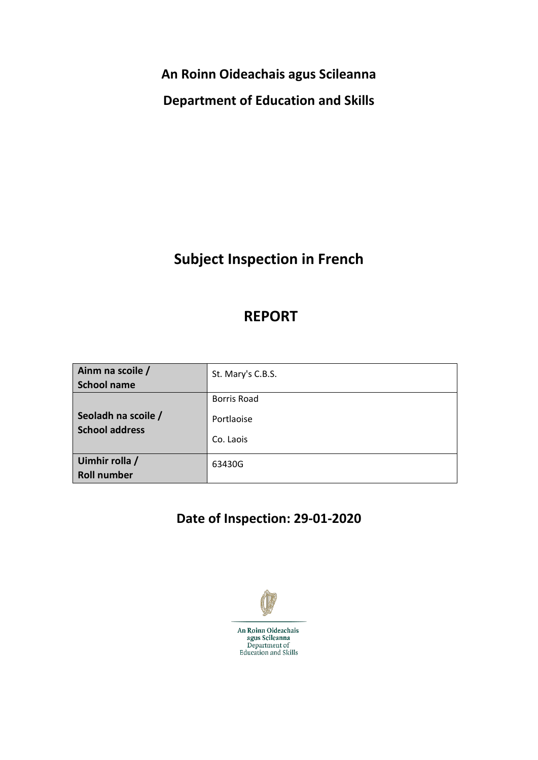**An Roinn Oideachais agus Scileanna**

**Department of Education and Skills**

# Subject Inspection in French

# REPORT

| **Ainm na scoile / School name** | St. Mary's C.B.S. |
|---|---|
| **Seoladh na scoile / School address** | Borris Road<br>Portlaoise<br>Co. Laois |
| **Uimhir rolla / Roll number** | 63430G |

## Date of Inspection: 29-01-2020

An Roinn Oideachais agus Scileanna
Department of Education and Skills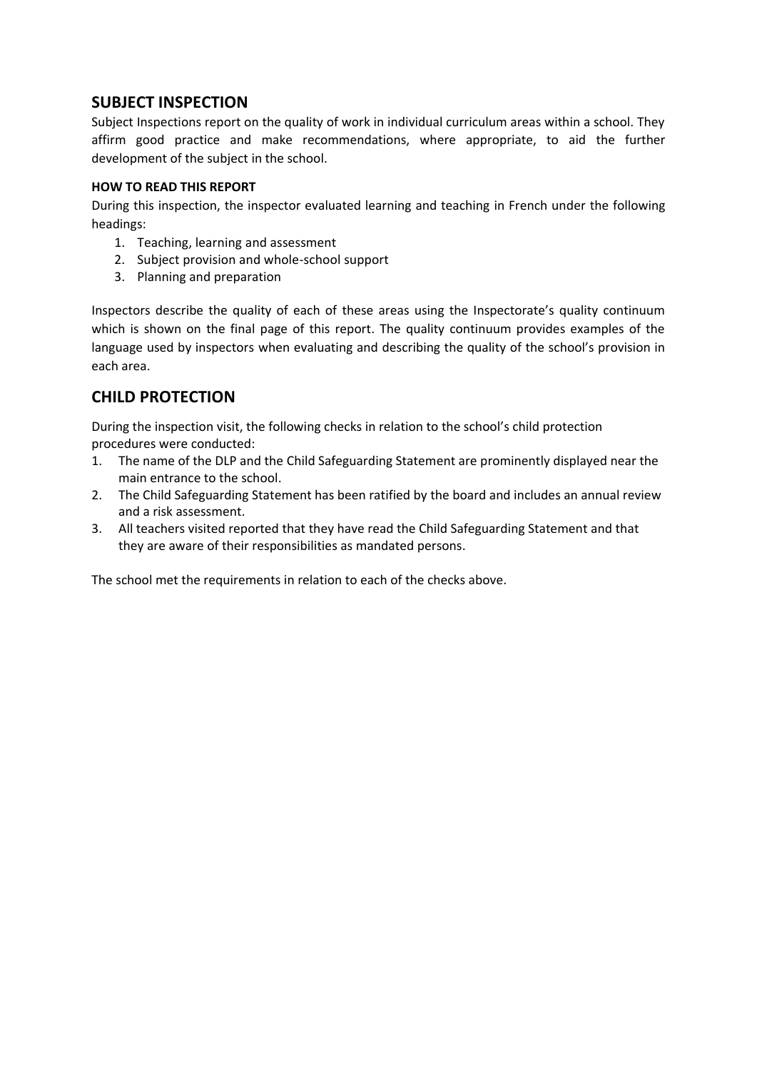## SUBJECT INSPECTION

Subject Inspections report on the quality of work in individual curriculum areas within a school. They affirm good practice and make recommendations, where appropriate, to aid the further development of the subject in the school.

### HOW TO READ THIS REPORT

During this inspection, the inspector evaluated learning and teaching in French under the following headings:

1. Teaching, learning and assessment
2. Subject provision and whole-school support
3. Planning and preparation

Inspectors describe the quality of each of these areas using the Inspectorate's quality continuum which is shown on the final page of this report. The quality continuum provides examples of the language used by inspectors when evaluating and describing the quality of the school's provision in each area.

## CHILD PROTECTION

During the inspection visit, the following checks in relation to the school's child protection procedures were conducted:

1. The name of the DLP and the Child Safeguarding Statement are prominently displayed near the main entrance to the school.
2. The Child Safeguarding Statement has been ratified by the board and includes an annual review and a risk assessment.
3. All teachers visited reported that they have read the Child Safeguarding Statement and that they are aware of their responsibilities as mandated persons.

The school met the requirements in relation to each of the checks above.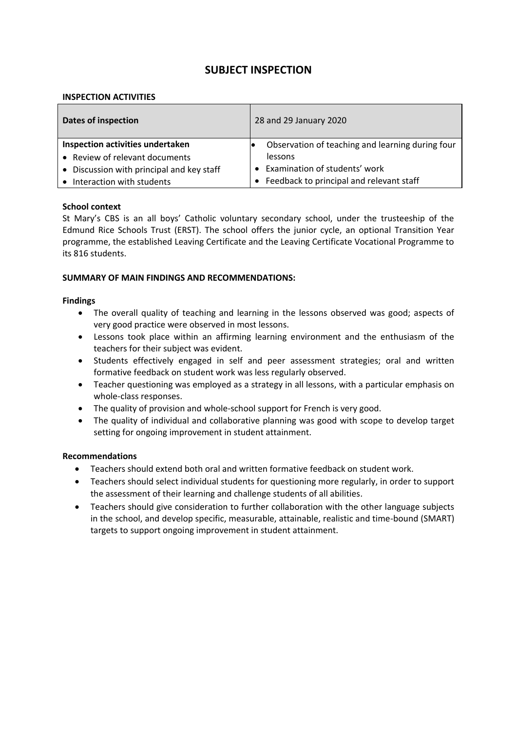# SUBJECT INSPECTION

**INSPECTION ACTIVITIES**

| Dates of inspection | 28 and 29 January 2020 |
|---|---|
| **Inspection activities undertaken**<br>• Review of relevant documents<br>• Discussion with principal and key staff<br>• Interaction with students | • Observation of teaching and learning during four lessons<br>• Examination of students' work<br>• Feedback to principal and relevant staff |

**School context**

St Mary's CBS is an all boys' Catholic voluntary secondary school, under the trusteeship of the Edmund Rice Schools Trust (ERST). The school offers the junior cycle, an optional Transition Year programme, the established Leaving Certificate and the Leaving Certificate Vocational Programme to its 816 students.

**SUMMARY OF MAIN FINDINGS AND RECOMMENDATIONS:**

**Findings**

- The overall quality of teaching and learning in the lessons observed was good; aspects of very good practice were observed in most lessons.
- Lessons took place within an affirming learning environment and the enthusiasm of the teachers for their subject was evident.
- Students effectively engaged in self and peer assessment strategies; oral and written formative feedback on student work was less regularly observed.
- Teacher questioning was employed as a strategy in all lessons, with a particular emphasis on whole-class responses.
- The quality of provision and whole-school support for French is very good.
- The quality of individual and collaborative planning was good with scope to develop target setting for ongoing improvement in student attainment.

**Recommendations**

- Teachers should extend both oral and written formative feedback on student work.
- Teachers should select individual students for questioning more regularly, in order to support the assessment of their learning and challenge students of all abilities.
- Teachers should give consideration to further collaboration with the other language subjects in the school, and develop specific, measurable, attainable, realistic and time-bound (SMART) targets to support ongoing improvement in student attainment.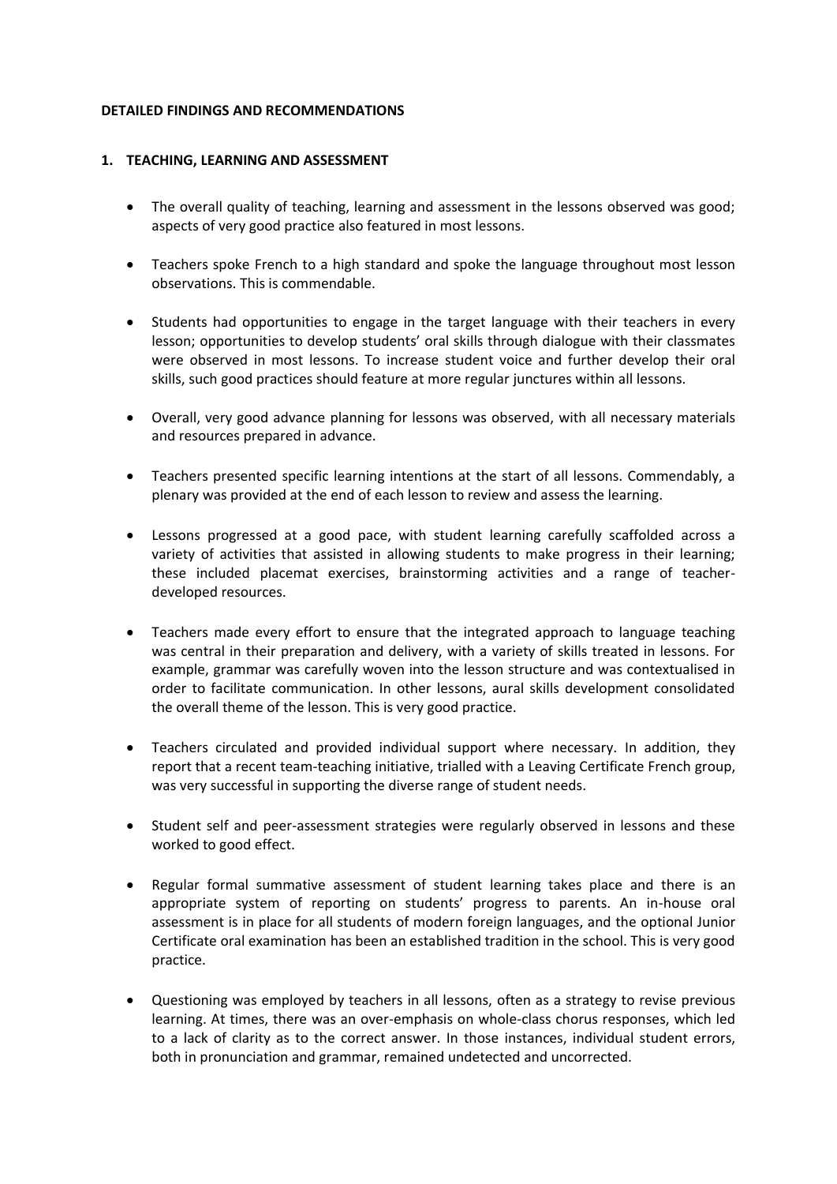**DETAILED FINDINGS AND RECOMMENDATIONS**

**1. TEACHING, LEARNING AND ASSESSMENT**

- The overall quality of teaching, learning and assessment in the lessons observed was good; aspects of very good practice also featured in most lessons.

- Teachers spoke French to a high standard and spoke the language throughout most lesson observations. This is commendable.

- Students had opportunities to engage in the target language with their teachers in every lesson; opportunities to develop students' oral skills through dialogue with their classmates were observed in most lessons. To increase student voice and further develop their oral skills, such good practices should feature at more regular junctures within all lessons.

- Overall, very good advance planning for lessons was observed, with all necessary materials and resources prepared in advance.

- Teachers presented specific learning intentions at the start of all lessons. Commendably, a plenary was provided at the end of each lesson to review and assess the learning.

- Lessons progressed at a good pace, with student learning carefully scaffolded across a variety of activities that assisted in allowing students to make progress in their learning; these included placemat exercises, brainstorming activities and a range of teacher-developed resources.

- Teachers made every effort to ensure that the integrated approach to language teaching was central in their preparation and delivery, with a variety of skills treated in lessons. For example, grammar was carefully woven into the lesson structure and was contextualised in order to facilitate communication. In other lessons, aural skills development consolidated the overall theme of the lesson. This is very good practice.

- Teachers circulated and provided individual support where necessary. In addition, they report that a recent team-teaching initiative, trialled with a Leaving Certificate French group, was very successful in supporting the diverse range of student needs.

- Student self and peer-assessment strategies were regularly observed in lessons and these worked to good effect.

- Regular formal summative assessment of student learning takes place and there is an appropriate system of reporting on students' progress to parents. An in-house oral assessment is in place for all students of modern foreign languages, and the optional Junior Certificate oral examination has been an established tradition in the school. This is very good practice.

- Questioning was employed by teachers in all lessons, often as a strategy to revise previous learning. At times, there was an over-emphasis on whole-class chorus responses, which led to a lack of clarity as to the correct answer. In those instances, individual student errors, both in pronunciation and grammar, remained undetected and uncorrected.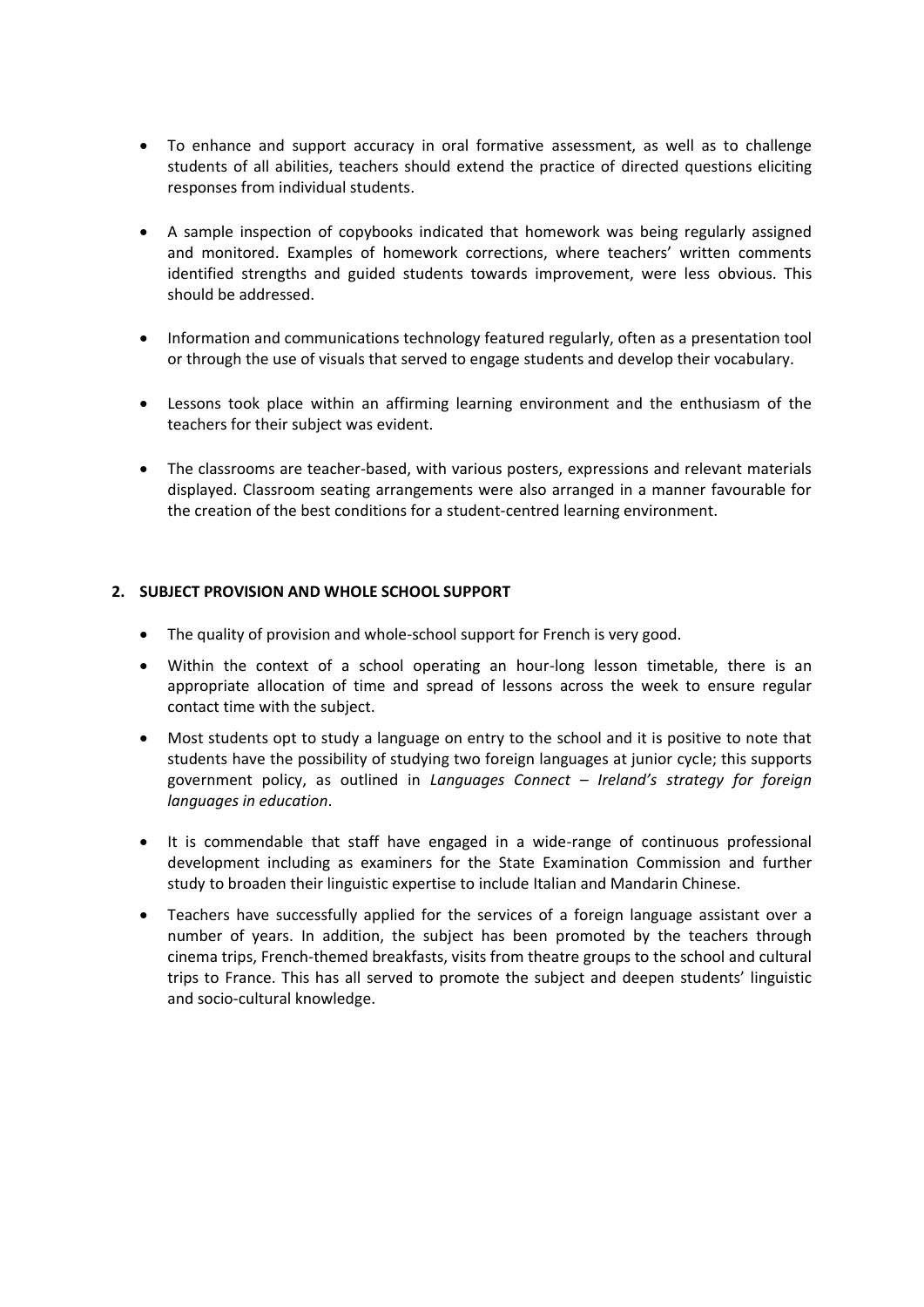- To enhance and support accuracy in oral formative assessment, as well as to challenge students of all abilities, teachers should extend the practice of directed questions eliciting responses from individual students.

- A sample inspection of copybooks indicated that homework was being regularly assigned and monitored. Examples of homework corrections, where teachers' written comments identified strengths and guided students towards improvement, were less obvious. This should be addressed.

- Information and communications technology featured regularly, often as a presentation tool or through the use of visuals that served to engage students and develop their vocabulary.

- Lessons took place within an affirming learning environment and the enthusiasm of the teachers for their subject was evident.

- The classrooms are teacher-based, with various posters, expressions and relevant materials displayed. Classroom seating arrangements were also arranged in a manner favourable for the creation of the best conditions for a student-centred learning environment.

## 2. SUBJECT PROVISION AND WHOLE SCHOOL SUPPORT

- The quality of provision and whole-school support for French is very good.
- Within the context of a school operating an hour-long lesson timetable, there is an appropriate allocation of time and spread of lessons across the week to ensure regular contact time with the subject.
- Most students opt to study a language on entry to the school and it is positive to note that students have the possibility of studying two foreign languages at junior cycle; this supports government policy, as outlined in *Languages Connect – Ireland's strategy for foreign languages in education*.
- It is commendable that staff have engaged in a wide-range of continuous professional development including as examiners for the State Examination Commission and further study to broaden their linguistic expertise to include Italian and Mandarin Chinese.
- Teachers have successfully applied for the services of a foreign language assistant over a number of years. In addition, the subject has been promoted by the teachers through cinema trips, French-themed breakfasts, visits from theatre groups to the school and cultural trips to France. This has all served to promote the subject and deepen students' linguistic and socio-cultural knowledge.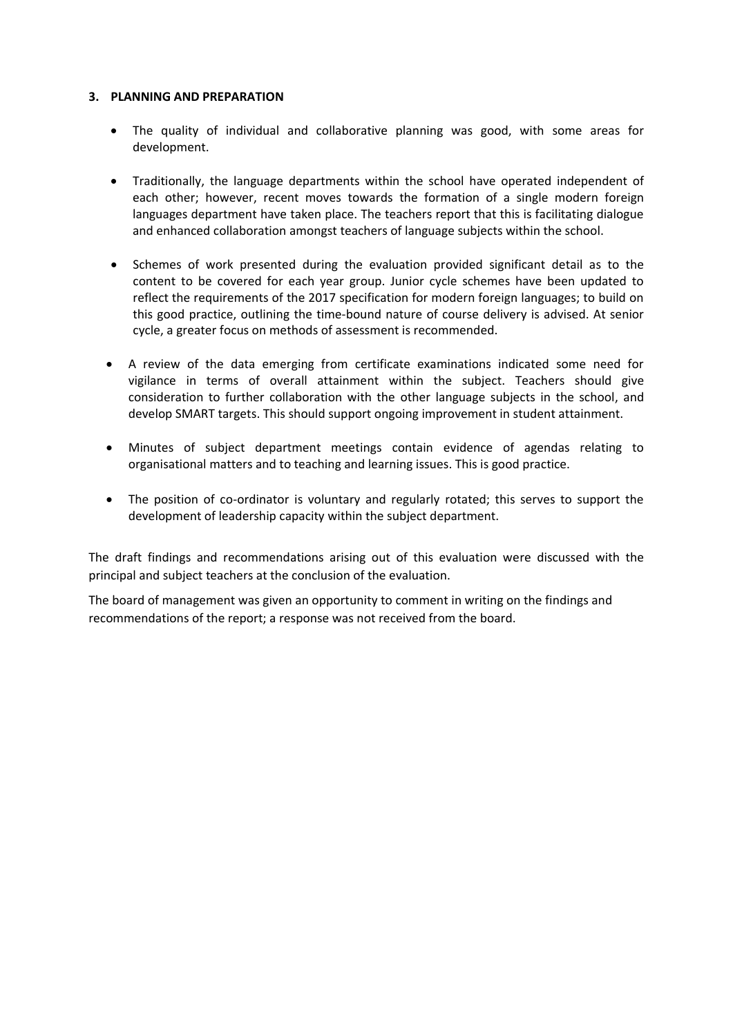## 3. PLANNING AND PREPARATION

- The quality of individual and collaborative planning was good, with some areas for development.

- Traditionally, the language departments within the school have operated independent of each other; however, recent moves towards the formation of a single modern foreign languages department have taken place. The teachers report that this is facilitating dialogue and enhanced collaboration amongst teachers of language subjects within the school.

- Schemes of work presented during the evaluation provided significant detail as to the content to be covered for each year group. Junior cycle schemes have been updated to reflect the requirements of the 2017 specification for modern foreign languages; to build on this good practice, outlining the time-bound nature of course delivery is advised. At senior cycle, a greater focus on methods of assessment is recommended.

- A review of the data emerging from certificate examinations indicated some need for vigilance in terms of overall attainment within the subject. Teachers should give consideration to further collaboration with the other language subjects in the school, and develop SMART targets. This should support ongoing improvement in student attainment.

- Minutes of subject department meetings contain evidence of agendas relating to organisational matters and to teaching and learning issues. This is good practice.

- The position of co-ordinator is voluntary and regularly rotated; this serves to support the development of leadership capacity within the subject department.

The draft findings and recommendations arising out of this evaluation were discussed with the principal and subject teachers at the conclusion of the evaluation.

The board of management was given an opportunity to comment in writing on the findings and recommendations of the report; a response was not received from the board.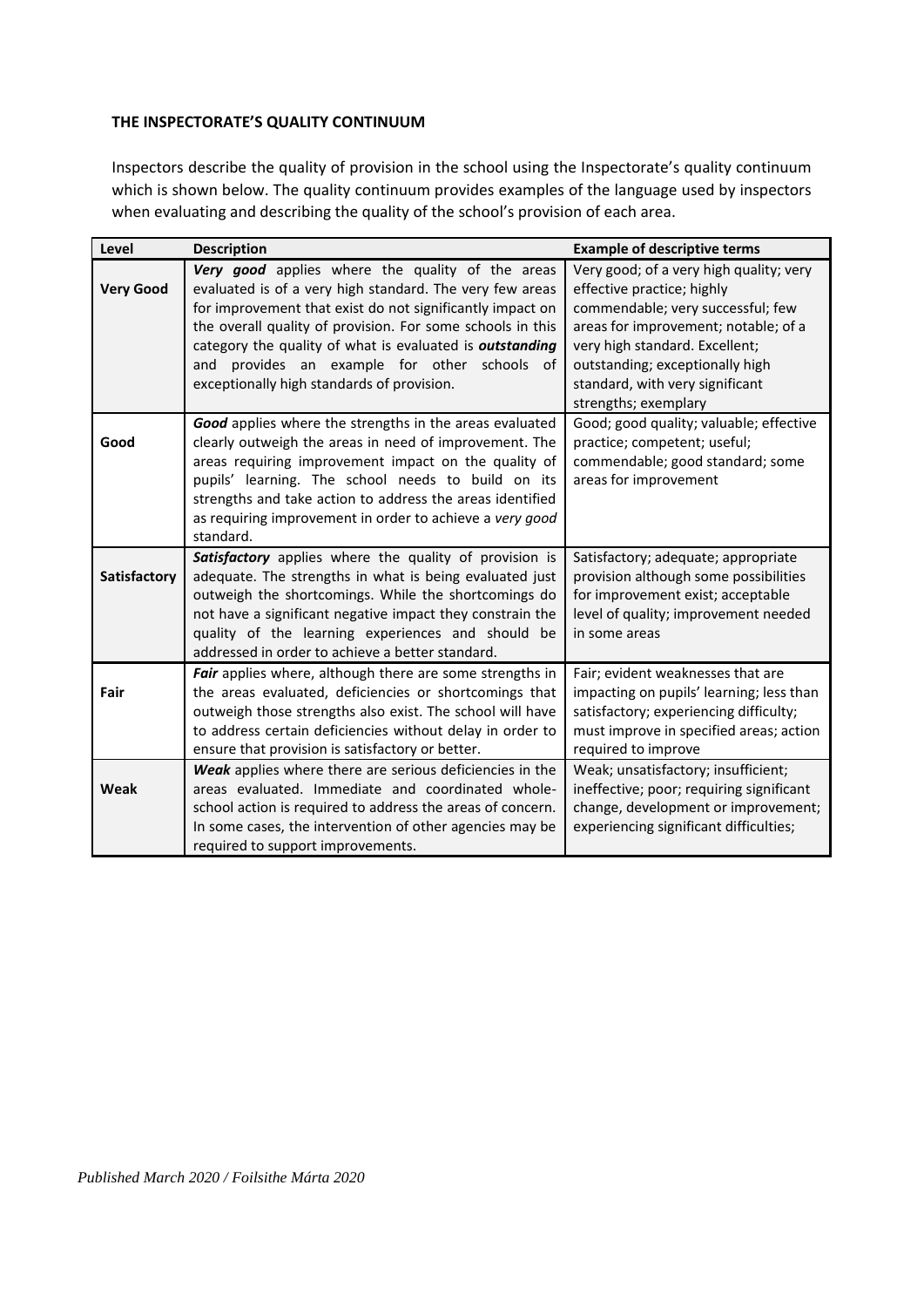**THE INSPECTORATE'S QUALITY CONTINUUM**

Inspectors describe the quality of provision in the school using the Inspectorate's quality continuum which is shown below. The quality continuum provides examples of the language used by inspectors when evaluating and describing the quality of the school's provision of each area.

| Level | Description | Example of descriptive terms |
|---|---|---|
| **Very Good** | ***Very good*** applies where the quality of the areas evaluated is of a very high standard. The very few areas for improvement that exist do not significantly impact on the overall quality of provision. For some schools in this category the quality of what is evaluated is ***outstanding*** and provides an example for other schools of exceptionally high standards of provision. | Very good; of a very high quality; very effective practice; highly commendable; very successful; few areas for improvement; notable; of a very high standard. Excellent; outstanding; exceptionally high standard, with very significant strengths; exemplary |
| **Good** | ***Good*** applies where the strengths in the areas evaluated clearly outweigh the areas in need of improvement. The areas requiring improvement impact on the quality of pupils' learning. The school needs to build on its strengths and take action to address the areas identified as requiring improvement in order to achieve a *very good* standard. | Good; good quality; valuable; effective practice; competent; useful; commendable; good standard; some areas for improvement |
| **Satisfactory** | ***Satisfactory*** applies where the quality of provision is adequate. The strengths in what is being evaluated just outweigh the shortcomings. While the shortcomings do not have a significant negative impact they constrain the quality of the learning experiences and should be addressed in order to achieve a better standard. | Satisfactory; adequate; appropriate provision although some possibilities for improvement exist; acceptable level of quality; improvement needed in some areas |
| **Fair** | ***Fair*** applies where, although there are some strengths in the areas evaluated, deficiencies or shortcomings that outweigh those strengths also exist. The school will have to address certain deficiencies without delay in order to ensure that provision is satisfactory or better. | Fair; evident weaknesses that are impacting on pupils' learning; less than satisfactory; experiencing difficulty; must improve in specified areas; action required to improve |
| **Weak** | ***Weak*** applies where there are serious deficiencies in the areas evaluated. Immediate and coordinated whole-school action is required to address the areas of concern. In some cases, the intervention of other agencies may be required to support improvements. | Weak; unsatisfactory; insufficient; ineffective; poor; requiring significant change, development or improvement; experiencing significant difficulties; |

*Published March 2020 / Foilsithe Márta 2020*